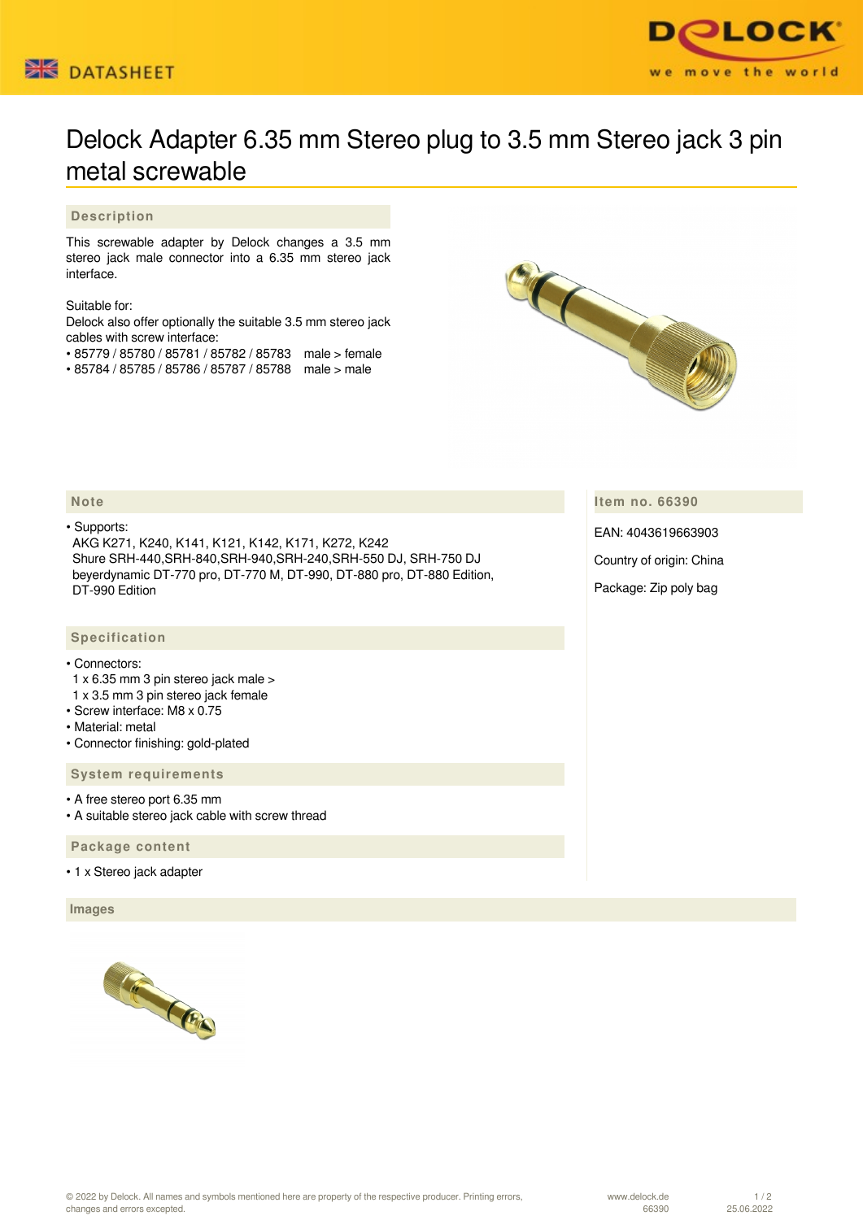# Delock Adapter 6.35 mm Stereo plug to 3.5 mm Stereo jack 3 pin metal screwable

## Description

This screwable adapter by Delock changes a 3.5 mm stereo jack male connector into a 6.35 mm stereo jack interface.

Suitable for:
Delock also offer optionally the suitable 3.5 mm stereo jack cables with screw interface:

- 85779 / 85780 / 85781 / 85782 / 85783 male > female
- 85784 / 85785 / 85786 / 85787 / 85788 male > male

## Note

- Supports:
  AKG K271, K240, K141, K121, K142, K171, K272, K242
  Shure SRH-440,SRH-840,SRH-940,SRH-240,SRH-550 DJ, SRH-750 DJ
  beyerdynamic DT-770 pro, DT-770 M, DT-990, DT-880 pro, DT-880 Edition, DT-990 Edition

## Item no. 66390

EAN: 4043619663903

Country of origin: China

Package: Zip poly bag

## Specification

- Connectors:
  1 x 6.35 mm 3 pin stereo jack male >
  1 x 3.5 mm 3 pin stereo jack female
- Screw interface: M8 x 0.75
- Material: metal
- Connector finishing: gold-plated

## System requirements

- A free stereo port 6.35 mm
- A suitable stereo jack cable with screw thread

## Package content

- 1 x Stereo jack adapter

## Images

© 2022 by Delock. All names and symbols mentioned here are property of the respective producer. Printing errors, changes and errors excepted.

www.delock.de 66390 25.06.2022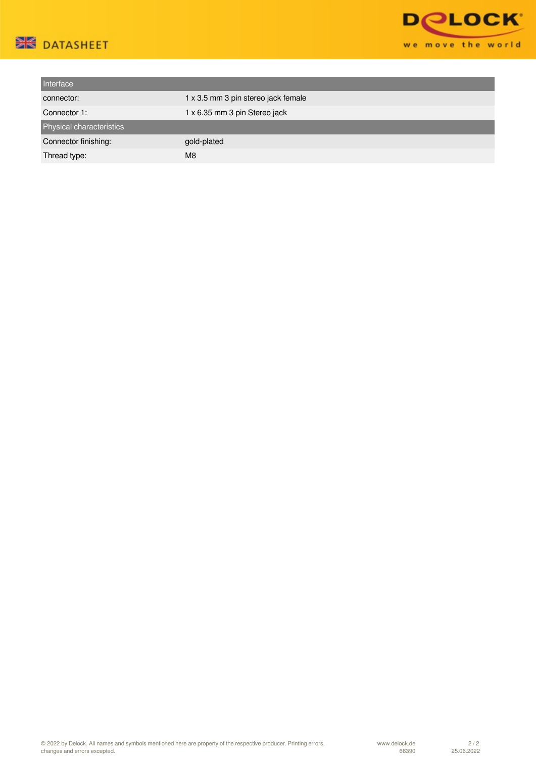| | |
|---|---|
| **Interface** | |
| connector: | 1 x 3.5 mm 3 pin stereo jack female |
| Connector 1: | 1 x 6.35 mm 3 pin Stereo jack |
| **Physical characteristics** | |
| Connector finishing: | gold-plated |
| Thread type: | M8 |